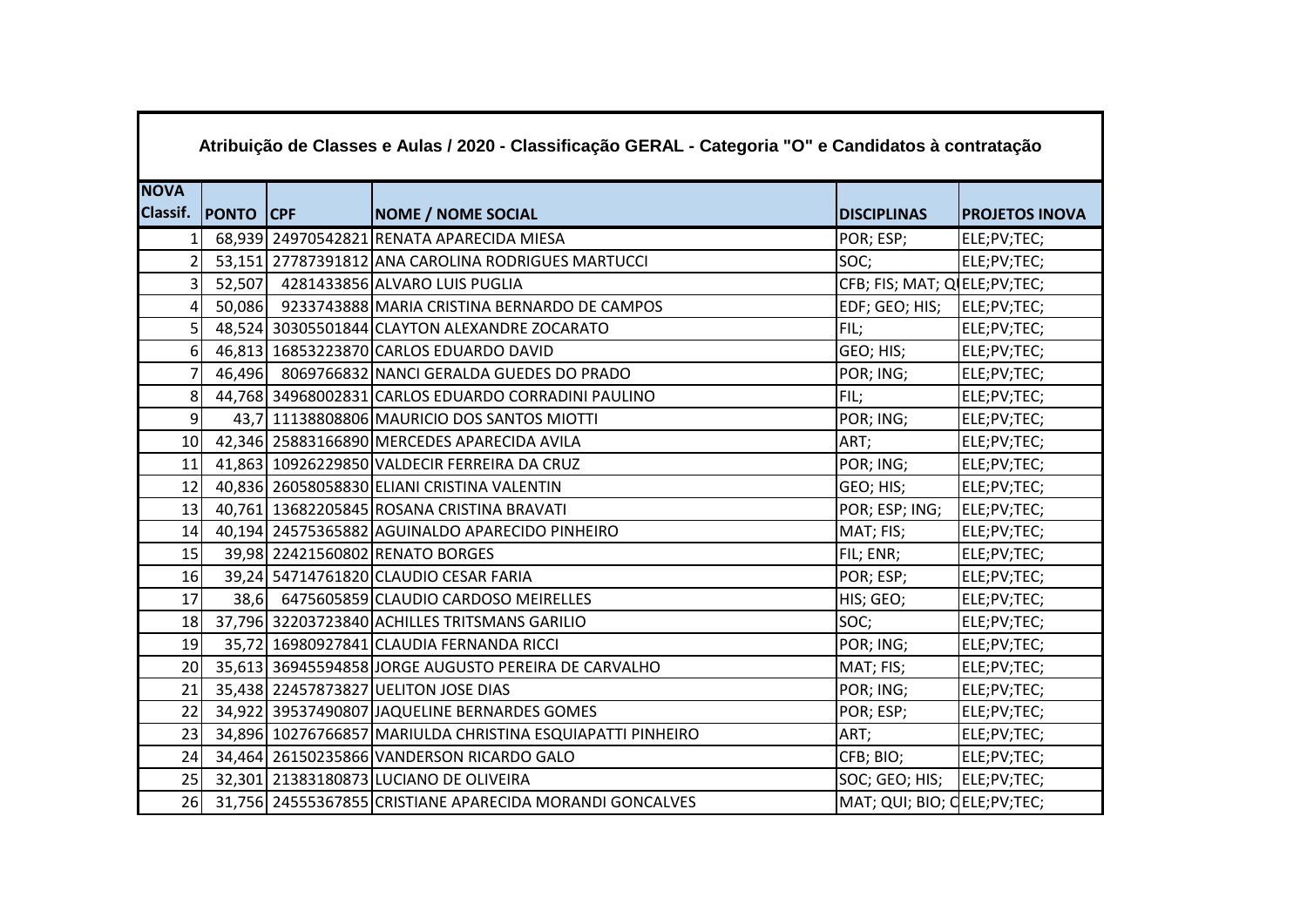**Atribuição de Classes e Aulas / 2020 - Classificação GERAL - Categoria "O" e Candidatos à contratação**

| NOVA Classif. | PONTO | CPF | NOME / NOME SOCIAL | DISCIPLINAS | PROJETOS INOVA |
|---|---|---|---|---|---|
| 1 | 68,939 | 24970542821 | RENATA APARECIDA MIESA | POR; ESP; | ELE;PV;TEC; |
| 2 | 53,151 | 27787391812 | ANA CAROLINA RODRIGUES MARTUCCI | SOC; | ELE;PV;TEC; |
| 3 | 52,507 | 4281433856 | ALVARO LUIS PUGLIA | CFB; FIS; MAT; Q | ELE;PV;TEC; |
| 4 | 50,086 | 9233743888 | MARIA CRISTINA BERNARDO DE CAMPOS | EDF; GEO; HIS; | ELE;PV;TEC; |
| 5 | 48,524 | 30305501844 | CLAYTON ALEXANDRE ZOCARATO | FIL; | ELE;PV;TEC; |
| 6 | 46,813 | 16853223870 | CARLOS EDUARDO DAVID | GEO; HIS; | ELE;PV;TEC; |
| 7 | 46,496 | 8069766832 | NANCI GERALDA GUEDES DO PRADO | POR; ING; | ELE;PV;TEC; |
| 8 | 44,768 | 34968002831 | CARLOS EDUARDO CORRADINI PAULINO | FIL; | ELE;PV;TEC; |
| 9 | 43,7 | 11138808806 | MAURICIO DOS SANTOS MIOTTI | POR; ING; | ELE;PV;TEC; |
| 10 | 42,346 | 25883166890 | MERCEDES APARECIDA AVILA | ART; | ELE;PV;TEC; |
| 11 | 41,863 | 10926229850 | VALDECIR FERREIRA DA CRUZ | POR; ING; | ELE;PV;TEC; |
| 12 | 40,836 | 26058058830 | ELIANI CRISTINA VALENTIN | GEO; HIS; | ELE;PV;TEC; |
| 13 | 40,761 | 13682205845 | ROSANA CRISTINA BRAVATI | POR; ESP; ING; | ELE;PV;TEC; |
| 14 | 40,194 | 24575365882 | AGUINALDO APARECIDO PINHEIRO | MAT; FIS; | ELE;PV;TEC; |
| 15 | 39,98 | 22421560802 | RENATO BORGES | FIL; ENR; | ELE;PV;TEC; |
| 16 | 39,24 | 54714761820 | CLAUDIO CESAR FARIA | POR; ESP; | ELE;PV;TEC; |
| 17 | 38,6 | 6475605859 | CLAUDIO CARDOSO MEIRELLES | HIS; GEO; | ELE;PV;TEC; |
| 18 | 37,796 | 32203723840 | ACHILLES TRITSMANS GARILIO | SOC; | ELE;PV;TEC; |
| 19 | 35,72 | 16980927841 | CLAUDIA FERNANDA RICCI | POR; ING; | ELE;PV;TEC; |
| 20 | 35,613 | 36945594858 | JORGE AUGUSTO PEREIRA DE CARVALHO | MAT; FIS; | ELE;PV;TEC; |
| 21 | 35,438 | 22457873827 | UELITON JOSE DIAS | POR; ING; | ELE;PV;TEC; |
| 22 | 34,922 | 39537490807 | JAQUELINE BERNARDES GOMES | POR; ESP; | ELE;PV;TEC; |
| 23 | 34,896 | 10276766857 | MARIULDA CHRISTINA ESQUIAPATTI PINHEIRO | ART; | ELE;PV;TEC; |
| 24 | 34,464 | 26150235866 | VANDERSON RICARDO GALO | CFB; BIO; | ELE;PV;TEC; |
| 25 | 32,301 | 21383180873 | LUCIANO DE OLIVEIRA | SOC; GEO; HIS; | ELE;PV;TEC; |
| 26 | 31,756 | 24555367855 | CRISTIANE APARECIDA MORANDI GONCALVES | MAT; QUI; BIO; C | ELE;PV;TEC; |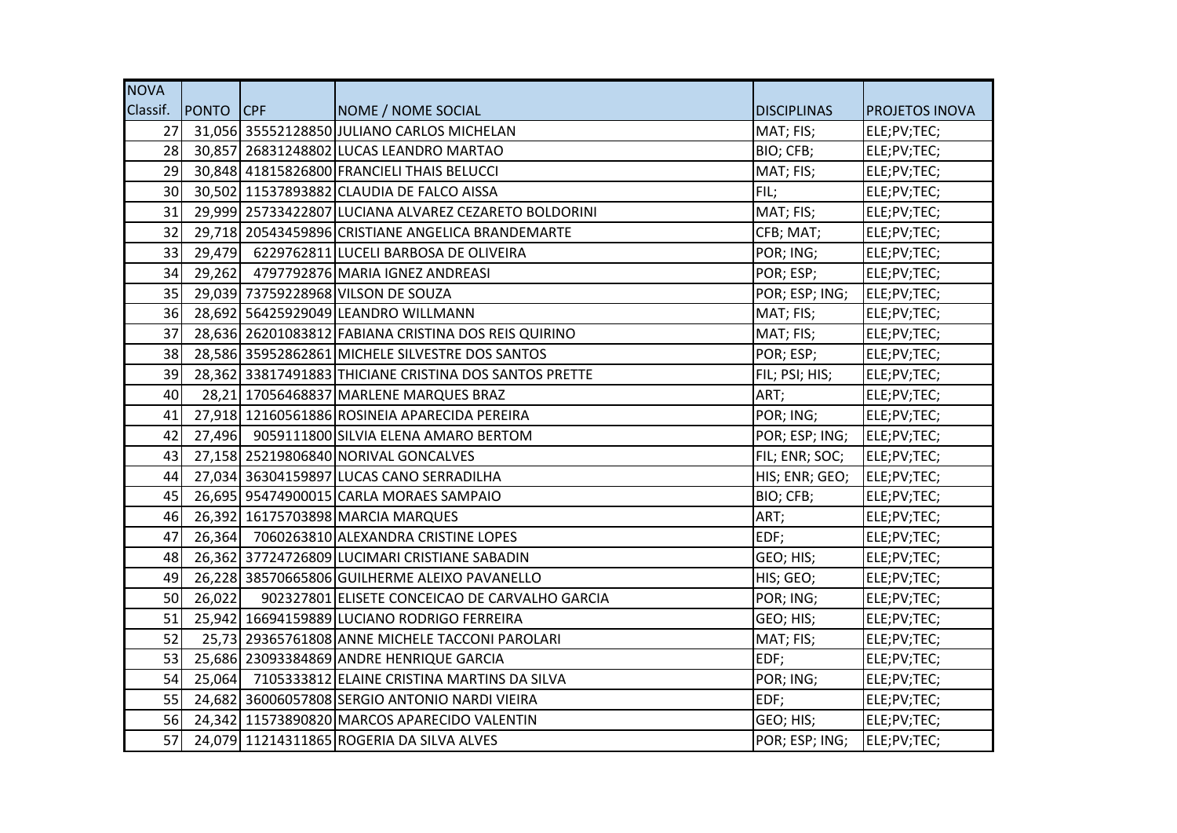| NOVA Classif. | PONTO | CPF | NOME / NOME SOCIAL | DISCIPLINAS | PROJETOS INOVA |
|---|---|---|---|---|---|
| 27 | 31,056 | 35552128850 | JULIANO CARLOS MICHELAN | MAT; FIS; | ELE;PV;TEC; |
| 28 | 30,857 | 26831248802 | LUCAS LEANDRO MARTAO | BIO; CFB; | ELE;PV;TEC; |
| 29 | 30,848 | 41815826800 | FRANCIELI THAIS BELUCCI | MAT; FIS; | ELE;PV;TEC; |
| 30 | 30,502 | 11537893882 | CLAUDIA DE FALCO AISSA | FIL; | ELE;PV;TEC; |
| 31 | 29,999 | 25733422807 | LUCIANA ALVAREZ CEZARETO BOLDORINI | MAT; FIS; | ELE;PV;TEC; |
| 32 | 29,718 | 20543459896 | CRISTIANE ANGELICA BRANDEMARTE | CFB; MAT; | ELE;PV;TEC; |
| 33 | 29,479 | 6229762811 | LUCELI BARBOSA DE OLIVEIRA | POR; ING; | ELE;PV;TEC; |
| 34 | 29,262 | 4797792876 | MARIA IGNEZ ANDREASI | POR; ESP; | ELE;PV;TEC; |
| 35 | 29,039 | 73759228968 | VILSON DE SOUZA | POR; ESP; ING; | ELE;PV;TEC; |
| 36 | 28,692 | 56425929049 | LEANDRO WILLMANN | MAT; FIS; | ELE;PV;TEC; |
| 37 | 28,636 | 26201083812 | FABIANA CRISTINA DOS REIS QUIRINO | MAT; FIS; | ELE;PV;TEC; |
| 38 | 28,586 | 35952862861 | MICHELE SILVESTRE DOS SANTOS | POR; ESP; | ELE;PV;TEC; |
| 39 | 28,362 | 33817491883 | THICIANE CRISTINA DOS SANTOS PRETTE | FIL; PSI; HIS; | ELE;PV;TEC; |
| 40 | 28,21 | 17056468837 | MARLENE MARQUES BRAZ | ART; | ELE;PV;TEC; |
| 41 | 27,918 | 12160561886 | ROSINEIA APARECIDA PEREIRA | POR; ING; | ELE;PV;TEC; |
| 42 | 27,496 | 9059111800 | SILVIA ELENA AMARO BERTOM | POR; ESP; ING; | ELE;PV;TEC; |
| 43 | 27,158 | 25219806840 | NORIVAL GONCALVES | FIL; ENR; SOC; | ELE;PV;TEC; |
| 44 | 27,034 | 36304159897 | LUCAS CANO SERRADILHA | HIS; ENR; GEO; | ELE;PV;TEC; |
| 45 | 26,695 | 95474900015 | CARLA MORAES SAMPAIO | BIO; CFB; | ELE;PV;TEC; |
| 46 | 26,392 | 16175703898 | MARCIA MARQUES | ART; | ELE;PV;TEC; |
| 47 | 26,364 | 7060263810 | ALEXANDRA CRISTINE LOPES | EDF; | ELE;PV;TEC; |
| 48 | 26,362 | 37724726809 | LUCIMARI CRISTIANE SABADIN | GEO; HIS; | ELE;PV;TEC; |
| 49 | 26,228 | 38570665806 | GUILHERME ALEIXO PAVANELLO | HIS; GEO; | ELE;PV;TEC; |
| 50 | 26,022 | 902327801 | ELISETE CONCEICAO DE CARVALHO GARCIA | POR; ING; | ELE;PV;TEC; |
| 51 | 25,942 | 16694159889 | LUCIANO RODRIGO FERREIRA | GEO; HIS; | ELE;PV;TEC; |
| 52 | 25,73 | 29365761808 | ANNE MICHELE TACCONI PAROLARI | MAT; FIS; | ELE;PV;TEC; |
| 53 | 25,686 | 23093384869 | ANDRE HENRIQUE GARCIA | EDF; | ELE;PV;TEC; |
| 54 | 25,064 | 7105333812 | ELAINE CRISTINA MARTINS DA SILVA | POR; ING; | ELE;PV;TEC; |
| 55 | 24,682 | 36006057808 | SERGIO ANTONIO NARDI VIEIRA | EDF; | ELE;PV;TEC; |
| 56 | 24,342 | 11573890820 | MARCOS APARECIDO VALENTIN | GEO; HIS; | ELE;PV;TEC; |
| 57 | 24,079 | 11214311865 | ROGERIA DA SILVA ALVES | POR; ESP; ING; | ELE;PV;TEC; |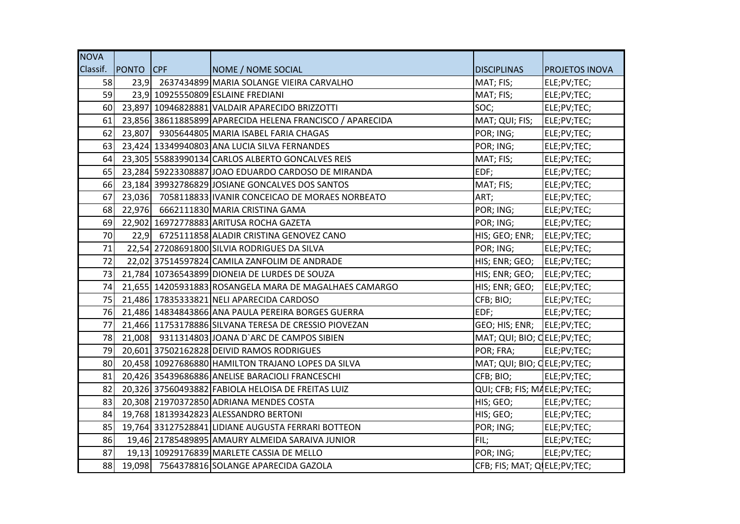| NOVA Classif. | PONTO | CPF | NOME / NOME SOCIAL | DISCIPLINAS | PROJETOS INOVA |
|---|---|---|---|---|---|
| 58 | 23,9 | 2637434899 | MARIA SOLANGE VIEIRA CARVALHO | MAT; FIS; | ELE;PV;TEC; |
| 59 | 23,9 | 10925550809 | ESLAINE FREDIANI | MAT; FIS; | ELE;PV;TEC; |
| 60 | 23,897 | 10946828881 | VALDAIR APARECIDO BRIZZOTTI | SOC; | ELE;PV;TEC; |
| 61 | 23,856 | 38611885899 | APARECIDA HELENA FRANCISCO / APARECIDA | MAT; QUI; FIS; | ELE;PV;TEC; |
| 62 | 23,807 | 9305644805 | MARIA ISABEL FARIA CHAGAS | POR; ING; | ELE;PV;TEC; |
| 63 | 23,424 | 13349940803 | ANA LUCIA SILVA FERNANDES | POR; ING; | ELE;PV;TEC; |
| 64 | 23,305 | 55883990134 | CARLOS ALBERTO GONCALVES REIS | MAT; FIS; | ELE;PV;TEC; |
| 65 | 23,284 | 59223308887 | JOAO EDUARDO CARDOSO DE MIRANDA | EDF; | ELE;PV;TEC; |
| 66 | 23,184 | 39932786829 | JOSIANE GONCALVES DOS SANTOS | MAT; FIS; | ELE;PV;TEC; |
| 67 | 23,036 | 7058118833 | IVANIR CONCEICAO DE MORAES NORBEATO | ART; | ELE;PV;TEC; |
| 68 | 22,976 | 6662111830 | MARIA CRISTINA GAMA | POR; ING; | ELE;PV;TEC; |
| 69 | 22,902 | 16972778883 | ARITUSA ROCHA GAZETA | POR; ING; | ELE;PV;TEC; |
| 70 | 22,9 | 6725111858 | ALADIR CRISTINA GENOVEZ CANO | HIS; GEO; ENR; | ELE;PV;TEC; |
| 71 | 22,54 | 27208691800 | SILVIA RODRIGUES DA SILVA | POR; ING; | ELE;PV;TEC; |
| 72 | 22,02 | 37514597824 | CAMILA ZANFOLIM DE ANDRADE | HIS; ENR; GEO; | ELE;PV;TEC; |
| 73 | 21,784 | 10736543899 | DIONEIA DE LURDES DE SOUZA | HIS; ENR; GEO; | ELE;PV;TEC; |
| 74 | 21,655 | 14205931883 | ROSANGELA MARA DE MAGALHAES CAMARGO | HIS; ENR; GEO; | ELE;PV;TEC; |
| 75 | 21,486 | 17835333821 | NELI APARECIDA CARDOSO | CFB; BIO; | ELE;PV;TEC; |
| 76 | 21,486 | 14834843866 | ANA PAULA PEREIRA BORGES GUERRA | EDF; | ELE;PV;TEC; |
| 77 | 21,466 | 11753178886 | SILVANA TERESA DE CRESSIO PIOVEZAN | GEO; HIS; ENR; | ELE;PV;TEC; |
| 78 | 21,008 | 9311314803 | JOANA D`ARC DE CAMPOS SIBIEN | MAT; QUI; BIO; C | ELE;PV;TEC; |
| 79 | 20,601 | 37502162828 | DEIVID RAMOS RODRIGUES | POR; FRA; | ELE;PV;TEC; |
| 80 | 20,458 | 10927686880 | HAMILTON TRAJANO LOPES DA SILVA | MAT; QUI; BIO; C | ELE;PV;TEC; |
| 81 | 20,426 | 35439686886 | ANELISE BARACIOLI FRANCESCHI | CFB; BIO; | ELE;PV;TEC; |
| 82 | 20,326 | 37560493882 | FABIOLA HELOISA DE FREITAS LUIZ | QUI; CFB; FIS; MA | ELE;PV;TEC; |
| 83 | 20,308 | 21970372850 | ADRIANA MENDES COSTA | HIS; GEO; | ELE;PV;TEC; |
| 84 | 19,768 | 18139342823 | ALESSANDRO BERTONI | HIS; GEO; | ELE;PV;TEC; |
| 85 | 19,764 | 33127528841 | LIDIANE AUGUSTA FERRARI BOTTEON | POR; ING; | ELE;PV;TEC; |
| 86 | 19,46 | 21785489895 | AMAURY ALMEIDA SARAIVA JUNIOR | FIL; | ELE;PV;TEC; |
| 87 | 19,13 | 10929176839 | MARLETE CASSIA DE MELLO | POR; ING; | ELE;PV;TEC; |
| 88 | 19,098 | 7564378816 | SOLANGE APARECIDA GAZOLA | CFB; FIS; MAT; QI | ELE;PV;TEC; |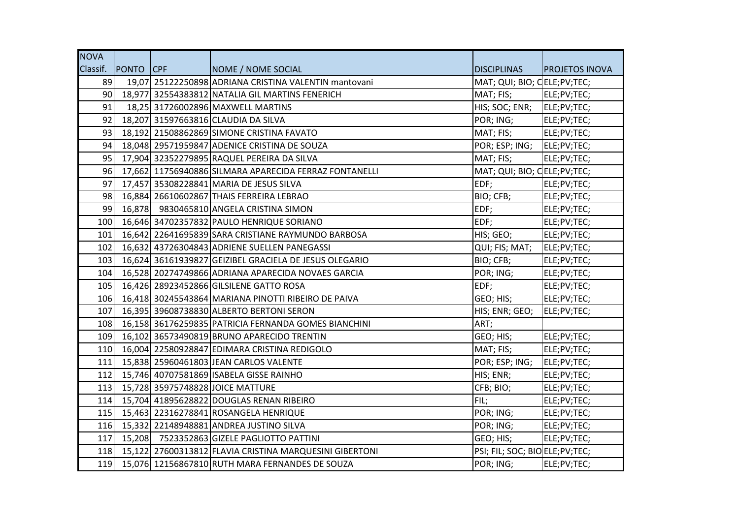| NOVA Classif. | PONTO | CPF | NOME / NOME SOCIAL | DISCIPLINAS | PROJETOS INOVA |
|---|---|---|---|---|---|
| 89 | 19,07 | 25122250898 | ADRIANA CRISTINA VALENTIN mantovani | MAT; QUI; BIO; C | ELE;PV;TEC; |
| 90 | 18,977 | 32554383812 | NATALIA GIL MARTINS FENERICH | MAT; FIS; | ELE;PV;TEC; |
| 91 | 18,25 | 31726002896 | MAXWELL MARTINS | HIS; SOC; ENR; | ELE;PV;TEC; |
| 92 | 18,207 | 31597663816 | CLAUDIA DA SILVA | POR; ING; | ELE;PV;TEC; |
| 93 | 18,192 | 21508862869 | SIMONE CRISTINA FAVATO | MAT; FIS; | ELE;PV;TEC; |
| 94 | 18,048 | 29571959847 | ADENICE CRISTINA DE SOUZA | POR; ESP; ING; | ELE;PV;TEC; |
| 95 | 17,904 | 32352279895 | RAQUEL PEREIRA DA SILVA | MAT; FIS; | ELE;PV;TEC; |
| 96 | 17,662 | 11756940886 | SILMARA APARECIDA FERRAZ FONTANELLI | MAT; QUI; BIO; C | ELE;PV;TEC; |
| 97 | 17,457 | 35308228841 | MARIA DE JESUS SILVA | EDF; | ELE;PV;TEC; |
| 98 | 16,884 | 26610602867 | THAIS FERREIRA LEBRAO | BIO; CFB; | ELE;PV;TEC; |
| 99 | 16,878 | 9830465810 | ANGELA CRISTINA SIMON | EDF; | ELE;PV;TEC; |
| 100 | 16,646 | 34702357832 | PAULO HENRIQUE SORIANO | EDF; | ELE;PV;TEC; |
| 101 | 16,642 | 22641695839 | SARA CRISTIANE RAYMUNDO BARBOSA | HIS; GEO; | ELE;PV;TEC; |
| 102 | 16,632 | 43726304843 | ADRIENE SUELLEN PANEGASSI | QUI; FIS; MAT; | ELE;PV;TEC; |
| 103 | 16,624 | 36161939827 | GEIZIBEL GRACIELA DE JESUS OLEGARIO | BIO; CFB; | ELE;PV;TEC; |
| 104 | 16,528 | 20274749866 | ADRIANA APARECIDA NOVAES GARCIA | POR; ING; | ELE;PV;TEC; |
| 105 | 16,426 | 28923452866 | GILSILENE GATTO ROSA | EDF; | ELE;PV;TEC; |
| 106 | 16,418 | 30245543864 | MARIANA PINOTTI RIBEIRO DE PAIVA | GEO; HIS; | ELE;PV;TEC; |
| 107 | 16,395 | 39608738830 | ALBERTO BERTONI SERON | HIS; ENR; GEO; | ELE;PV;TEC; |
| 108 | 16,158 | 36176259835 | PATRICIA FERNANDA GOMES BIANCHINI | ART; | |
| 109 | 16,102 | 36573490819 | BRUNO APARECIDO TRENTIN | GEO; HIS; | ELE;PV;TEC; |
| 110 | 16,004 | 22580928847 | EDIMARA CRISTINA REDIGOLO | MAT; FIS; | ELE;PV;TEC; |
| 111 | 15,838 | 25960461803 | JEAN CARLOS VALENTE | POR; ESP; ING; | ELE;PV;TEC; |
| 112 | 15,746 | 40707581869 | ISABELA GISSE RAINHO | HIS; ENR; | ELE;PV;TEC; |
| 113 | 15,728 | 35975748828 | JOICE MATTURE | CFB; BIO; | ELE;PV;TEC; |
| 114 | 15,704 | 41895628822 | DOUGLAS RENAN RIBEIRO | FIL; | ELE;PV;TEC; |
| 115 | 15,463 | 22316278841 | ROSANGELA HENRIQUE | POR; ING; | ELE;PV;TEC; |
| 116 | 15,332 | 22148948881 | ANDREA JUSTINO SILVA | POR; ING; | ELE;PV;TEC; |
| 117 | 15,208 | 7523352863 | GIZELE PAGLIOTTO PATTINI | GEO; HIS; | ELE;PV;TEC; |
| 118 | 15,122 | 27600313812 | FLAVIA CRISTINA MARQUESINI GIBERTONI | PSI; FIL; SOC; BIO | ELE;PV;TEC; |
| 119 | 15,076 | 12156867810 | RUTH MARA FERNANDES DE SOUZA | POR; ING; | ELE;PV;TEC; |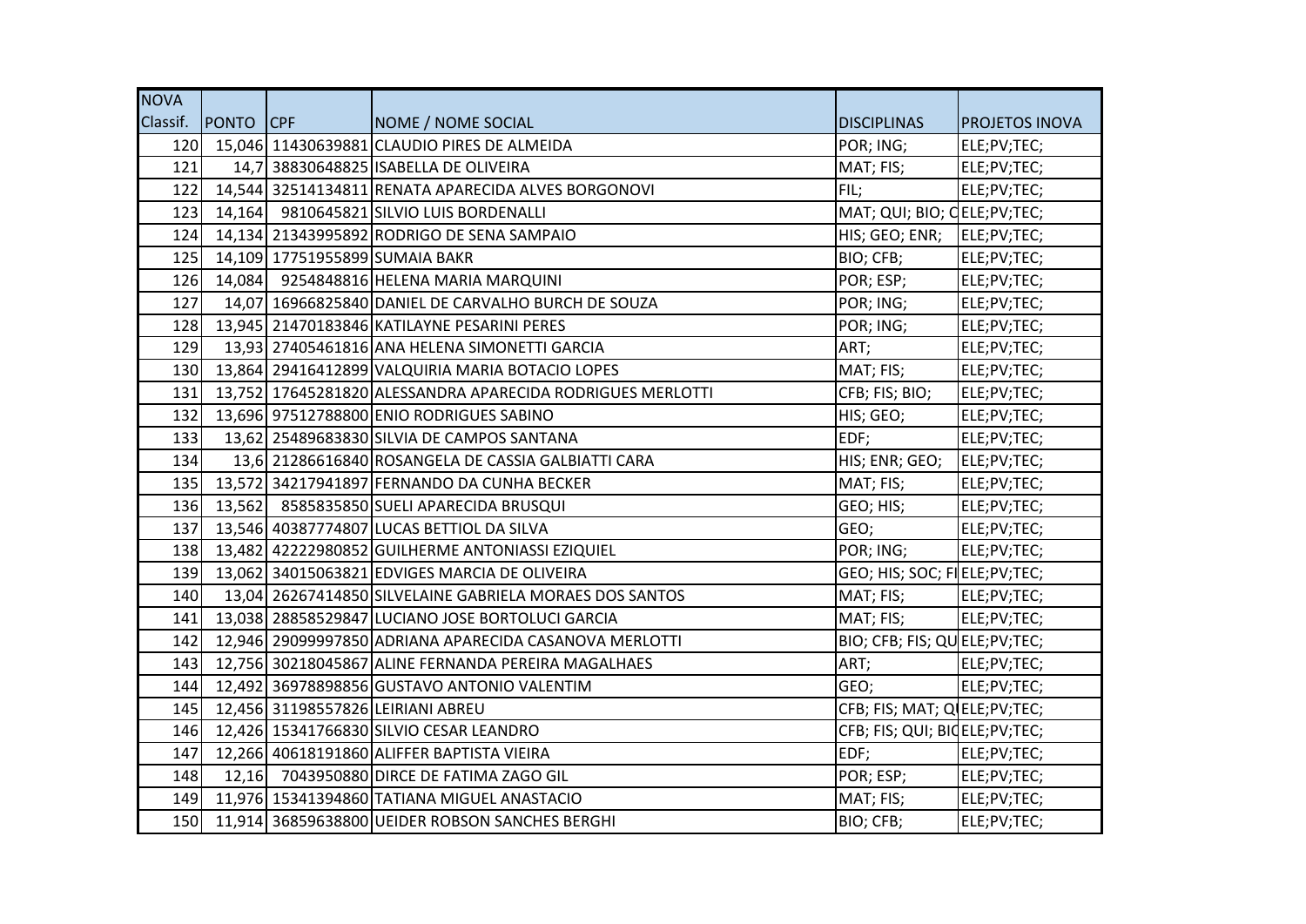| NOVA Classif. | PONTO | CPF | NOME / NOME SOCIAL | DISCIPLINAS | PROJETOS INOVA |
|---|---|---|---|---|---|
| 120 | 15,046 | 11430639881 | CLAUDIO PIRES DE ALMEIDA | POR; ING; | ELE;PV;TEC; |
| 121 | 14,7 | 38830648825 | ISABELLA DE OLIVEIRA | MAT; FIS; | ELE;PV;TEC; |
| 122 | 14,544 | 32514134811 | RENATA APARECIDA ALVES BORGONOVI | FIL; | ELE;PV;TEC; |
| 123 | 14,164 | 9810645821 | SILVIO LUIS BORDENALLI | MAT; QUI; BIO; C | ELE;PV;TEC; |
| 124 | 14,134 | 21343995892 | RODRIGO DE SENA SAMPAIO | HIS; GEO; ENR; | ELE;PV;TEC; |
| 125 | 14,109 | 17751955899 | SUMAIA BAKR | BIO; CFB; | ELE;PV;TEC; |
| 126 | 14,084 | 9254848816 | HELENA MARIA MARQUINI | POR; ESP; | ELE;PV;TEC; |
| 127 | 14,07 | 16966825840 | DANIEL DE CARVALHO BURCH DE SOUZA | POR; ING; | ELE;PV;TEC; |
| 128 | 13,945 | 21470183846 | KATILAYNE PESARINI PERES | POR; ING; | ELE;PV;TEC; |
| 129 | 13,93 | 27405461816 | ANA HELENA SIMONETTI GARCIA | ART; | ELE;PV;TEC; |
| 130 | 13,864 | 29416412899 | VALQUIRIA MARIA BOTACIO LOPES | MAT; FIS; | ELE;PV;TEC; |
| 131 | 13,752 | 17645281820 | ALESSANDRA APARECIDA RODRIGUES MERLOTTI | CFB; FIS; BIO; | ELE;PV;TEC; |
| 132 | 13,696 | 97512788800 | ENIO RODRIGUES SABINO | HIS; GEO; | ELE;PV;TEC; |
| 133 | 13,62 | 25489683830 | SILVIA DE CAMPOS SANTANA | EDF; | ELE;PV;TEC; |
| 134 | 13,6 | 21286616840 | ROSANGELA DE CASSIA GALBIATTI CARA | HIS; ENR; GEO; | ELE;PV;TEC; |
| 135 | 13,572 | 34217941897 | FERNANDO DA CUNHA BECKER | MAT; FIS; | ELE;PV;TEC; |
| 136 | 13,562 | 8585835850 | SUELI APARECIDA BRUSQUI | GEO; HIS; | ELE;PV;TEC; |
| 137 | 13,546 | 40387774807 | LUCAS BETTIOL DA SILVA | GEO; | ELE;PV;TEC; |
| 138 | 13,482 | 42222980852 | GUILHERME ANTONIASSI EZIQUIEL | POR; ING; | ELE;PV;TEC; |
| 139 | 13,062 | 34015063821 | EDVIGES MARCIA DE OLIVEIRA | GEO; HIS; SOC; FI | ELE;PV;TEC; |
| 140 | 13,04 | 26267414850 | SILVELAINE GABRIELA MORAES DOS SANTOS | MAT; FIS; | ELE;PV;TEC; |
| 141 | 13,038 | 28858529847 | LUCIANO JOSE BORTOLUCI GARCIA | MAT; FIS; | ELE;PV;TEC; |
| 142 | 12,946 | 29099997850 | ADRIANA APARECIDA CASANOVA MERLOTTI | BIO; CFB; FIS; QU | ELE;PV;TEC; |
| 143 | 12,756 | 30218045867 | ALINE FERNANDA PEREIRA MAGALHAES | ART; | ELE;PV;TEC; |
| 144 | 12,492 | 36978898856 | GUSTAVO ANTONIO VALENTIM | GEO; | ELE;PV;TEC; |
| 145 | 12,456 | 31198557826 | LEIRIANI ABREU | CFB; FIS; MAT; Q | ELE;PV;TEC; |
| 146 | 12,426 | 15341766830 | SILVIO CESAR LEANDRO | CFB; FIS; QUI; BI | ELE;PV;TEC; |
| 147 | 12,266 | 40618191860 | ALIFFER BAPTISTA VIEIRA | EDF; | ELE;PV;TEC; |
| 148 | 12,16 | 7043950880 | DIRCE DE FATIMA ZAGO GIL | POR; ESP; | ELE;PV;TEC; |
| 149 | 11,976 | 15341394860 | TATIANA MIGUEL ANASTACIO | MAT; FIS; | ELE;PV;TEC; |
| 150 | 11,914 | 36859638800 | UEIDER ROBSON SANCHES BERGHI | BIO; CFB; | ELE;PV;TEC; |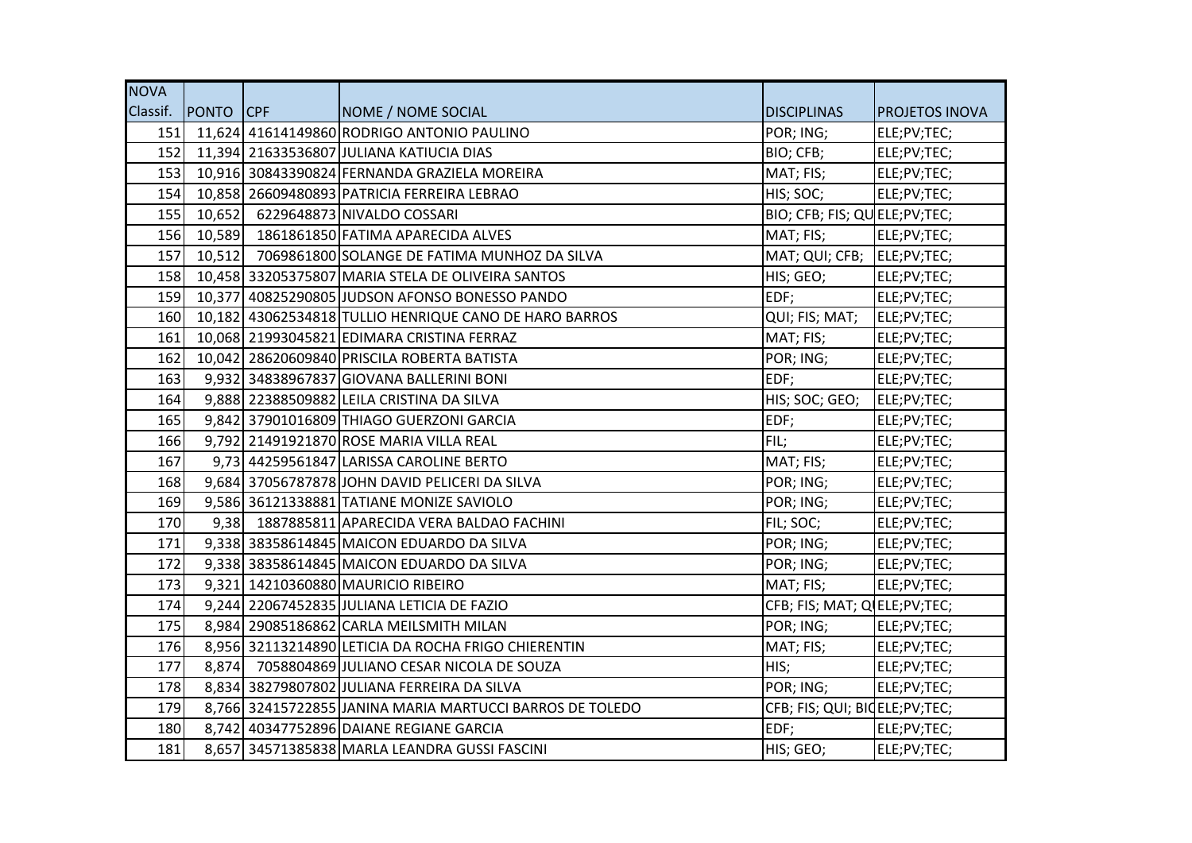| NOVA Classif. | PONTO | CPF | NOME / NOME SOCIAL | DISCIPLINAS | PROJETOS INOVA |
|---|---|---|---|---|---|
| 151 | 11,624 | 41614149860 | RODRIGO ANTONIO PAULINO | POR; ING; | ELE;PV;TEC; |
| 152 | 11,394 | 21633536807 | JULIANA KATIUCIA DIAS | BIO; CFB; | ELE;PV;TEC; |
| 153 | 10,916 | 30843390824 | FERNANDA GRAZIELA MOREIRA | MAT; FIS; | ELE;PV;TEC; |
| 154 | 10,858 | 26609480893 | PATRICIA FERREIRA LEBRAO | HIS; SOC; | ELE;PV;TEC; |
| 155 | 10,652 | 6229648873 | NIVALDO COSSARI | BIO; CFB; FIS; QU | ELE;PV;TEC; |
| 156 | 10,589 | 1861861850 | FATIMA APARECIDA ALVES | MAT; FIS; | ELE;PV;TEC; |
| 157 | 10,512 | 7069861800 | SOLANGE DE FATIMA MUNHOZ DA SILVA | MAT; QUI; CFB; | ELE;PV;TEC; |
| 158 | 10,458 | 33205375807 | MARIA STELA DE OLIVEIRA SANTOS | HIS; GEO; | ELE;PV;TEC; |
| 159 | 10,377 | 40825290805 | JUDSON AFONSO BONESSO PANDO | EDF; | ELE;PV;TEC; |
| 160 | 10,182 | 43062534818 | TULLIO HENRIQUE CANO DE HARO BARROS | QUI; FIS; MAT; | ELE;PV;TEC; |
| 161 | 10,068 | 21993045821 | EDIMARA CRISTINA FERRAZ | MAT; FIS; | ELE;PV;TEC; |
| 162 | 10,042 | 28620609840 | PRISCILA ROBERTA BATISTA | POR; ING; | ELE;PV;TEC; |
| 163 | 9,932 | 34838967837 | GIOVANA BALLERINI BONI | EDF; | ELE;PV;TEC; |
| 164 | 9,888 | 22388509882 | LEILA CRISTINA DA SILVA | HIS; SOC; GEO; | ELE;PV;TEC; |
| 165 | 9,842 | 37901016809 | THIAGO GUERZONI GARCIA | EDF; | ELE;PV;TEC; |
| 166 | 9,792 | 21491921870 | ROSE MARIA VILLA REAL | FIL; | ELE;PV;TEC; |
| 167 | 9,73 | 44259561847 | LARISSA CAROLINE BERTO | MAT; FIS; | ELE;PV;TEC; |
| 168 | 9,684 | 37056787878 | JOHN DAVID PELICERI DA SILVA | POR; ING; | ELE;PV;TEC; |
| 169 | 9,586 | 36121338881 | TATIANE MONIZE SAVIOLO | POR; ING; | ELE;PV;TEC; |
| 170 | 9,38 | 1887885811 | APARECIDA VERA BALDAO FACHINI | FIL; SOC; | ELE;PV;TEC; |
| 171 | 9,338 | 38358614845 | MAICON EDUARDO DA SILVA | POR; ING; | ELE;PV;TEC; |
| 172 | 9,338 | 38358614845 | MAICON EDUARDO DA SILVA | POR; ING; | ELE;PV;TEC; |
| 173 | 9,321 | 14210360880 | MAURICIO RIBEIRO | MAT; FIS; | ELE;PV;TEC; |
| 174 | 9,244 | 22067452835 | JULIANA LETICIA DE FAZIO | CFB; FIS; MAT; Q | ELE;PV;TEC; |
| 175 | 8,984 | 29085186862 | CARLA MEILSMITH MILAN | POR; ING; | ELE;PV;TEC; |
| 176 | 8,956 | 32113214890 | LETICIA DA ROCHA FRIGO CHIERENTIN | MAT; FIS; | ELE;PV;TEC; |
| 177 | 8,874 | 7058804869 | JULIANO CESAR NICOLA DE SOUZA | HIS; | ELE;PV;TEC; |
| 178 | 8,834 | 38279807802 | JULIANA FERREIRA DA SILVA | POR; ING; | ELE;PV;TEC; |
| 179 | 8,766 | 32415722855 | JANINA MARIA MARTUCCI BARROS DE TOLEDO | CFB; FIS; QUI; BIO | ELE;PV;TEC; |
| 180 | 8,742 | 40347752896 | DAIANE REGIANE GARCIA | EDF; | ELE;PV;TEC; |
| 181 | 8,657 | 34571385838 | MARLA LEANDRA GUSSI FASCINI | HIS; GEO; | ELE;PV;TEC; |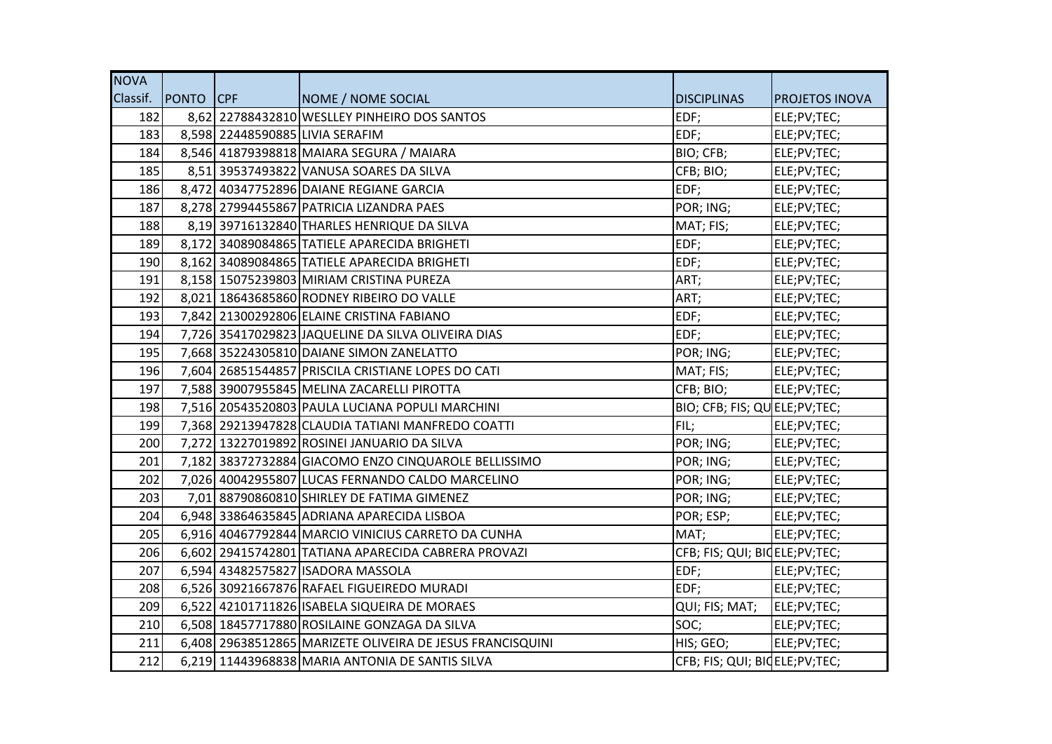| NOVA Classif. | PONTO | CPF | NOME / NOME SOCIAL | DISCIPLINAS | PROJETOS INOVA |
|---|---|---|---|---|---|
| 182 | 8,62 | 22788432810 | WESLLEY PINHEIRO DOS SANTOS | EDF; | ELE;PV;TEC; |
| 183 | 8,598 | 22448590885 | LIVIA SERAFIM | EDF; | ELE;PV;TEC; |
| 184 | 8,546 | 41879398818 | MAIARA SEGURA / MAIARA | BIO; CFB; | ELE;PV;TEC; |
| 185 | 8,51 | 39537493822 | VANUSA SOARES DA SILVA | CFB; BIO; | ELE;PV;TEC; |
| 186 | 8,472 | 40347752896 | DAIANE REGIANE GARCIA | EDF; | ELE;PV;TEC; |
| 187 | 8,278 | 27994455867 | PATRICIA LIZANDRA PAES | POR; ING; | ELE;PV;TEC; |
| 188 | 8,19 | 39716132840 | THARLES HENRIQUE DA SILVA | MAT; FIS; | ELE;PV;TEC; |
| 189 | 8,172 | 34089084865 | TATIELE APARECIDA BRIGHETI | EDF; | ELE;PV;TEC; |
| 190 | 8,162 | 34089084865 | TATIELE APARECIDA BRIGHETI | EDF; | ELE;PV;TEC; |
| 191 | 8,158 | 15075239803 | MIRIAM CRISTINA PUREZA | ART; | ELE;PV;TEC; |
| 192 | 8,021 | 18643685860 | RODNEY RIBEIRO DO VALLE | ART; | ELE;PV;TEC; |
| 193 | 7,842 | 21300292806 | ELAINE CRISTINA FABIANO | EDF; | ELE;PV;TEC; |
| 194 | 7,726 | 35417029823 | JAQUELINE DA SILVA OLIVEIRA DIAS | EDF; | ELE;PV;TEC; |
| 195 | 7,668 | 35224305810 | DAIANE SIMON ZANELATTO | POR; ING; | ELE;PV;TEC; |
| 196 | 7,604 | 26851544857 | PRISCILA CRISTIANE LOPES DO CATI | MAT; FIS; | ELE;PV;TEC; |
| 197 | 7,588 | 39007955845 | MELINA ZACARELLI PIROTTA | CFB; BIO; | ELE;PV;TEC; |
| 198 | 7,516 | 20543520803 | PAULA LUCIANA POPULI MARCHINI | BIO; CFB; FIS; QU | ELE;PV;TEC; |
| 199 | 7,368 | 29213947828 | CLAUDIA TATIANI MANFREDO COATTI | FIL; | ELE;PV;TEC; |
| 200 | 7,272 | 13227019892 | ROSINEI JANUARIO DA SILVA | POR; ING; | ELE;PV;TEC; |
| 201 | 7,182 | 38372732884 | GIACOMO ENZO CINQUAROLE BELLISSIMO | POR; ING; | ELE;PV;TEC; |
| 202 | 7,026 | 40042955807 | LUCAS FERNANDO CALDO MARCELINO | POR; ING; | ELE;PV;TEC; |
| 203 | 7,01 | 88790860810 | SHIRLEY DE FATIMA GIMENEZ | POR; ING; | ELE;PV;TEC; |
| 204 | 6,948 | 33864635845 | ADRIANA APARECIDA LISBOA | POR; ESP; | ELE;PV;TEC; |
| 205 | 6,916 | 40467792844 | MARCIO VINICIUS CARRETO DA CUNHA | MAT; | ELE;PV;TEC; |
| 206 | 6,602 | 29415742801 | TATIANA APARECIDA CABRERA PROVAZI | CFB; FIS; QUI; BIO | ELE;PV;TEC; |
| 207 | 6,594 | 43482575827 | ISADORA MASSOLA | EDF; | ELE;PV;TEC; |
| 208 | 6,526 | 30921667876 | RAFAEL FIGUEIREDO MURADI | EDF; | ELE;PV;TEC; |
| 209 | 6,522 | 42101711826 | ISABELA SIQUEIRA DE MORAES | QUI; FIS; MAT; | ELE;PV;TEC; |
| 210 | 6,508 | 18457717880 | ROSILAINE GONZAGA DA SILVA | SOC; | ELE;PV;TEC; |
| 211 | 6,408 | 29638512865 | MARIZETE OLIVEIRA DE JESUS FRANCISQUINI | HIS; GEO; | ELE;PV;TEC; |
| 212 | 6,219 | 11443968838 | MARIA ANTONIA DE SANTIS SILVA | CFB; FIS; QUI; BIO | ELE;PV;TEC; |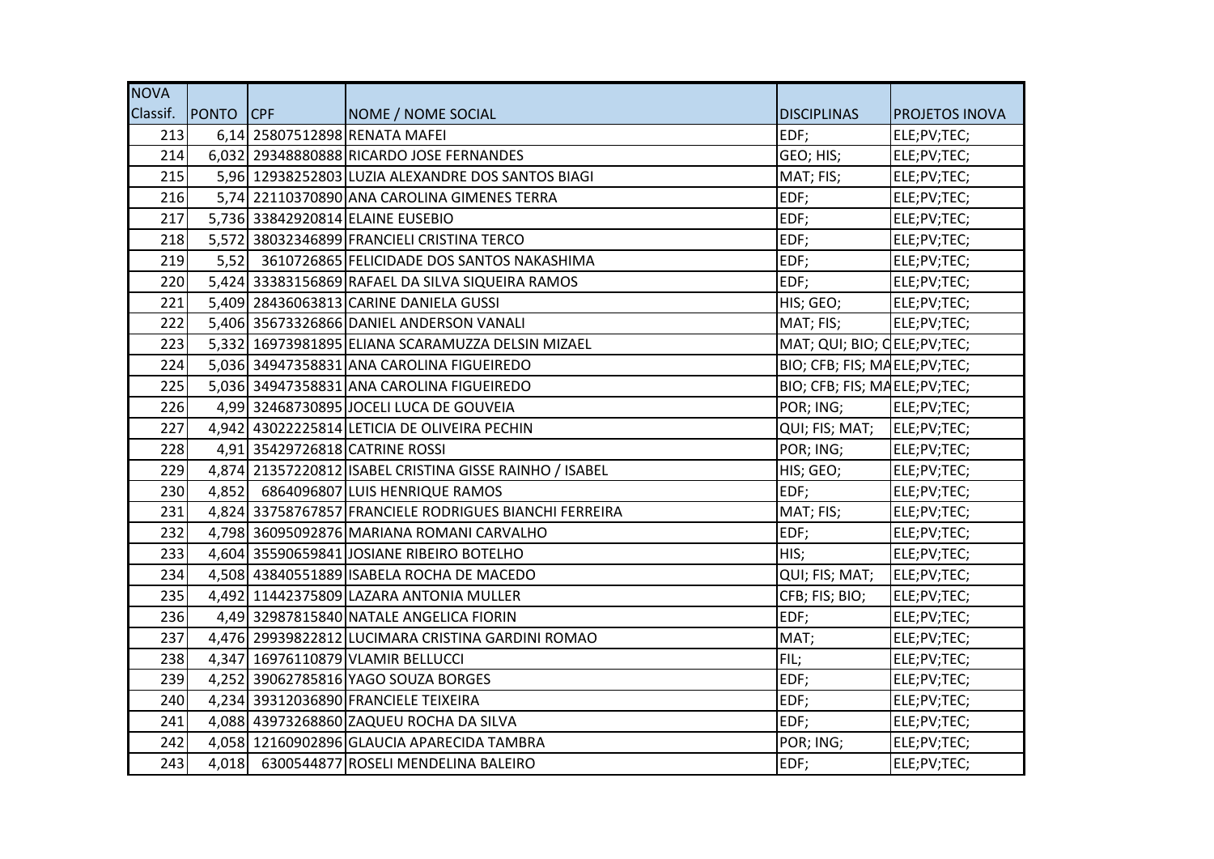| NOVA Classif. | PONTO | CPF | NOME / NOME SOCIAL | DISCIPLINAS | PROJETOS INOVA |
|---|---|---|---|---|---|
| 213 | 6,14 | 25807512898 | RENATA MAFEI | EDF; | ELE;PV;TEC; |
| 214 | 6,032 | 29348880888 | RICARDO JOSE FERNANDES | GEO; HIS; | ELE;PV;TEC; |
| 215 | 5,96 | 12938252803 | LUZIA ALEXANDRE DOS SANTOS BIAGI | MAT; FIS; | ELE;PV;TEC; |
| 216 | 5,74 | 22110370890 | ANA CAROLINA GIMENES TERRA | EDF; | ELE;PV;TEC; |
| 217 | 5,736 | 33842920814 | ELAINE EUSEBIO | EDF; | ELE;PV;TEC; |
| 218 | 5,572 | 38032346899 | FRANCIELI CRISTINA TERCO | EDF; | ELE;PV;TEC; |
| 219 | 5,52 | 3610726865 | FELICIDADE DOS SANTOS NAKASHIMA | EDF; | ELE;PV;TEC; |
| 220 | 5,424 | 33383156869 | RAFAEL DA SILVA SIQUEIRA RAMOS | EDF; | ELE;PV;TEC; |
| 221 | 5,409 | 28436063813 | CARINE DANIELA GUSSI | HIS; GEO; | ELE;PV;TEC; |
| 222 | 5,406 | 35673326866 | DANIEL ANDERSON VANALI | MAT; FIS; | ELE;PV;TEC; |
| 223 | 5,332 | 16973981895 | ELIANA SCARAMUZZA DELSIN MIZAEL | MAT; QUI; BIO; C | ELE;PV;TEC; |
| 224 | 5,036 | 34947358831 | ANA CAROLINA FIGUEIREDO | BIO; CFB; FIS; MA | ELE;PV;TEC; |
| 225 | 5,036 | 34947358831 | ANA CAROLINA FIGUEIREDO | BIO; CFB; FIS; MA | ELE;PV;TEC; |
| 226 | 4,99 | 32468730895 | JOCELI LUCA DE GOUVEIA | POR; ING; | ELE;PV;TEC; |
| 227 | 4,942 | 43022225814 | LETICIA DE OLIVEIRA PECHIN | QUI; FIS; MAT; | ELE;PV;TEC; |
| 228 | 4,91 | 35429726818 | CATRINE ROSSI | POR; ING; | ELE;PV;TEC; |
| 229 | 4,874 | 21357220812 | ISABEL CRISTINA GISSE RAINHO / ISABEL | HIS; GEO; | ELE;PV;TEC; |
| 230 | 4,852 | 6864096807 | LUIS HENRIQUE RAMOS | EDF; | ELE;PV;TEC; |
| 231 | 4,824 | 33758767857 | FRANCIELE RODRIGUES BIANCHI FERREIRA | MAT; FIS; | ELE;PV;TEC; |
| 232 | 4,798 | 36095092876 | MARIANA ROMANI CARVALHO | EDF; | ELE;PV;TEC; |
| 233 | 4,604 | 35590659841 | JOSIANE RIBEIRO BOTELHO | HIS; | ELE;PV;TEC; |
| 234 | 4,508 | 43840551889 | ISABELA ROCHA DE MACEDO | QUI; FIS; MAT; | ELE;PV;TEC; |
| 235 | 4,492 | 11442375809 | LAZARA ANTONIA MULLER | CFB; FIS; BIO; | ELE;PV;TEC; |
| 236 | 4,49 | 32987815840 | NATALE ANGELICA FIORIN | EDF; | ELE;PV;TEC; |
| 237 | 4,476 | 29939822812 | LUCIMARA CRISTINA GARDINI ROMAO | MAT; | ELE;PV;TEC; |
| 238 | 4,347 | 16976110879 | VLAMIR BELLUCCI | FIL; | ELE;PV;TEC; |
| 239 | 4,252 | 39062785816 | YAGO SOUZA BORGES | EDF; | ELE;PV;TEC; |
| 240 | 4,234 | 39312036890 | FRANCIELE TEIXEIRA | EDF; | ELE;PV;TEC; |
| 241 | 4,088 | 43973268860 | ZAQUEU ROCHA DA SILVA | EDF; | ELE;PV;TEC; |
| 242 | 4,058 | 12160902896 | GLAUCIA APARECIDA TAMBRA | POR; ING; | ELE;PV;TEC; |
| 243 | 4,018 | 6300544877 | ROSELI MENDELINA BALEIRO | EDF; | ELE;PV;TEC; |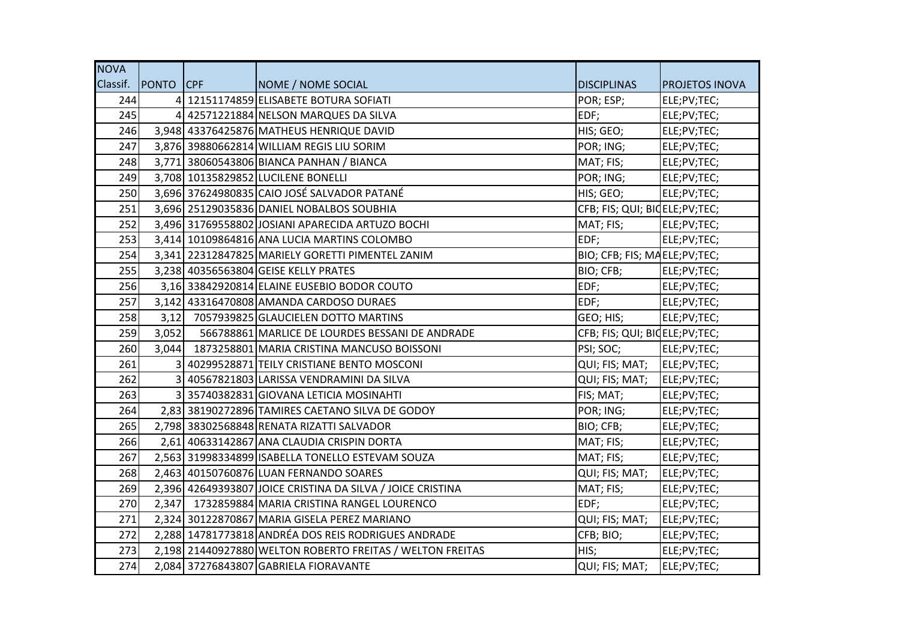| NOVA Classif. | PONTO | CPF | NOME / NOME SOCIAL | DISCIPLINAS | PROJETOS INOVA |
|---|---|---|---|---|---|
| 244 | 4 | 12151174859 | ELISABETE BOTURA SOFIATI | POR; ESP; | ELE;PV;TEC; |
| 245 | 4 | 42571221884 | NELSON MARQUES DA SILVA | EDF; | ELE;PV;TEC; |
| 246 | 3,948 | 43376425876 | MATHEUS HENRIQUE DAVID | HIS; GEO; | ELE;PV;TEC; |
| 247 | 3,876 | 39880662814 | WILLIAM REGIS LIU SORIM | POR; ING; | ELE;PV;TEC; |
| 248 | 3,771 | 38060543806 | BIANCA PANHAN / BIANCA | MAT; FIS; | ELE;PV;TEC; |
| 249 | 3,708 | 10135829852 | LUCILENE BONELLI | POR; ING; | ELE;PV;TEC; |
| 250 | 3,696 | 37624980835 | CAIO JOSÉ SALVADOR PATANÉ | HIS; GEO; | ELE;PV;TEC; |
| 251 | 3,696 | 25129035836 | DANIEL NOBALBOS SOUBHIA | CFB; FIS; QUI; BIO | ELE;PV;TEC; |
| 252 | 3,496 | 31769558802 | JOSIANI APARECIDA ARTUZO BOCHI | MAT; FIS; | ELE;PV;TEC; |
| 253 | 3,414 | 10109864816 | ANA LUCIA MARTINS COLOMBO | EDF; | ELE;PV;TEC; |
| 254 | 3,341 | 22312847825 | MARIELY GORETTI PIMENTEL ZANIM | BIO; CFB; FIS; MA | ELE;PV;TEC; |
| 255 | 3,238 | 40356563804 | GEISE KELLY PRATES | BIO; CFB; | ELE;PV;TEC; |
| 256 | 3,16 | 33842920814 | ELAINE EUSEBIO BODOR COUTO | EDF; | ELE;PV;TEC; |
| 257 | 3,142 | 43316470808 | AMANDA CARDOSO DURAES | EDF; | ELE;PV;TEC; |
| 258 | 3,12 | 7057939825 | GLAUCIELEN DOTTO MARTINS | GEO; HIS; | ELE;PV;TEC; |
| 259 | 3,052 | 566788861 | MARLICE DE LOURDES BESSANI DE ANDRADE | CFB; FIS; QUI; BIO | ELE;PV;TEC; |
| 260 | 3,044 | 1873258801 | MARIA CRISTINA MANCUSO BOISSONI | PSI; SOC; | ELE;PV;TEC; |
| 261 | 3 | 40299528871 | TEILY CRISTIANE BENTO MOSCONI | QUI; FIS; MAT; | ELE;PV;TEC; |
| 262 | 3 | 40567821803 | LARISSA VENDRAMINI DA SILVA | QUI; FIS; MAT; | ELE;PV;TEC; |
| 263 | 3 | 35740382831 | GIOVANA LETICIA MOSINAHTI | FIS; MAT; | ELE;PV;TEC; |
| 264 | 2,83 | 38190272896 | TAMIRES CAETANO SILVA DE GODOY | POR; ING; | ELE;PV;TEC; |
| 265 | 2,798 | 38302568848 | RENATA RIZATTI SALVADOR | BIO; CFB; | ELE;PV;TEC; |
| 266 | 2,61 | 40633142867 | ANA CLAUDIA CRISPIN DORTA | MAT; FIS; | ELE;PV;TEC; |
| 267 | 2,563 | 31998334899 | ISABELLA TONELLO ESTEVAM SOUZA | MAT; FIS; | ELE;PV;TEC; |
| 268 | 2,463 | 40150760876 | LUAN FERNANDO SOARES | QUI; FIS; MAT; | ELE;PV;TEC; |
| 269 | 2,396 | 42649393807 | JOICE CRISTINA DA SILVA / JOICE CRISTINA | MAT; FIS; | ELE;PV;TEC; |
| 270 | 2,347 | 1732859884 | MARIA CRISTINA RANGEL LOURENCO | EDF; | ELE;PV;TEC; |
| 271 | 2,324 | 30122870867 | MARIA GISELA PEREZ MARIANO | QUI; FIS; MAT; | ELE;PV;TEC; |
| 272 | 2,288 | 14781773818 | ANDRÉA DOS REIS RODRIGUES ANDRADE | CFB; BIO; | ELE;PV;TEC; |
| 273 | 2,198 | 21440927880 | WELTON ROBERTO FREITAS / WELTON FREITAS | HIS; | ELE;PV;TEC; |
| 274 | 2,084 | 37276843807 | GABRIELA FIORAVANTE | QUI; FIS; MAT; | ELE;PV;TEC; |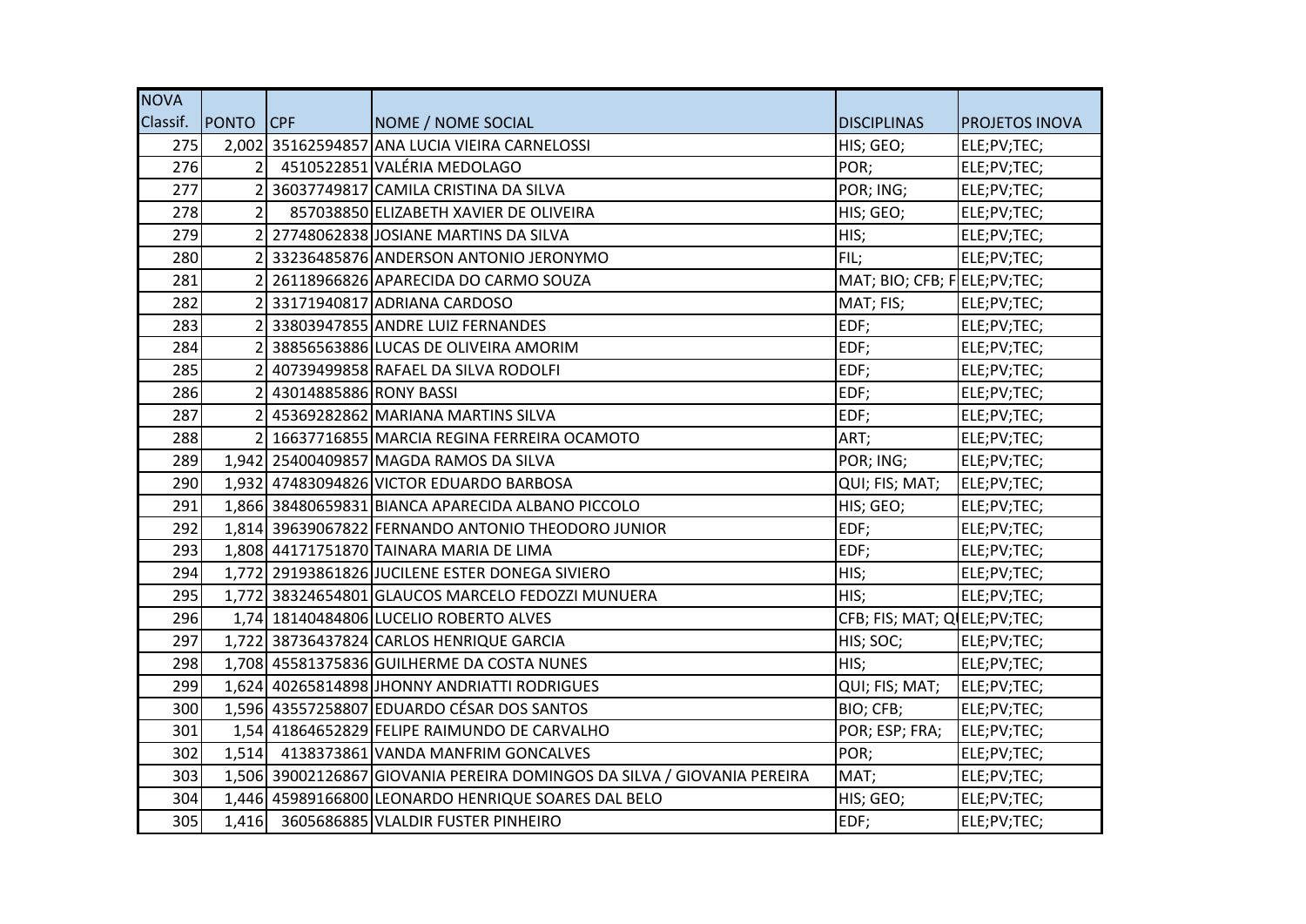| NOVA Classif. | PONTO | CPF | NOME / NOME SOCIAL | DISCIPLINAS | PROJETOS INOVA |
|---|---|---|---|---|---|
| 275 | 2,002 | 35162594857 | ANA LUCIA VIEIRA CARNELOSSI | HIS; GEO; | ELE;PV;TEC; |
| 276 | 2 | 4510522851 | VALÉRIA MEDOLAGO | POR; | ELE;PV;TEC; |
| 277 | 2 | 36037749817 | CAMILA CRISTINA DA SILVA | POR; ING; | ELE;PV;TEC; |
| 278 | 2 | 857038850 | ELIZABETH XAVIER DE OLIVEIRA | HIS; GEO; | ELE;PV;TEC; |
| 279 | 2 | 27748062838 | JOSIANE MARTINS DA SILVA | HIS; | ELE;PV;TEC; |
| 280 | 2 | 33236485876 | ANDERSON ANTONIO JERONYMO | FIL; | ELE;PV;TEC; |
| 281 | 2 | 26118966826 | APARECIDA DO CARMO SOUZA | MAT; BIO; CFB; F | ELE;PV;TEC; |
| 282 | 2 | 33171940817 | ADRIANA CARDOSO | MAT; FIS; | ELE;PV;TEC; |
| 283 | 2 | 33803947855 | ANDRE LUIZ FERNANDES | EDF; | ELE;PV;TEC; |
| 284 | 2 | 38856563886 | LUCAS DE OLIVEIRA AMORIM | EDF; | ELE;PV;TEC; |
| 285 | 2 | 40739499858 | RAFAEL DA SILVA RODOLFI | EDF; | ELE;PV;TEC; |
| 286 | 2 | 43014885886 | RONY BASSI | EDF; | ELE;PV;TEC; |
| 287 | 2 | 45369282862 | MARIANA MARTINS SILVA | EDF; | ELE;PV;TEC; |
| 288 | 2 | 16637716855 | MARCIA REGINA FERREIRA OCAMOTO | ART; | ELE;PV;TEC; |
| 289 | 1,942 | 25400409857 | MAGDA RAMOS DA SILVA | POR; ING; | ELE;PV;TEC; |
| 290 | 1,932 | 47483094826 | VICTOR EDUARDO BARBOSA | QUI; FIS; MAT; | ELE;PV;TEC; |
| 291 | 1,866 | 38480659831 | BIANCA APARECIDA ALBANO PICCOLO | HIS; GEO; | ELE;PV;TEC; |
| 292 | 1,814 | 39639067822 | FERNANDO ANTONIO THEODORO JUNIOR | EDF; | ELE;PV;TEC; |
| 293 | 1,808 | 44171751870 | TAINARA MARIA DE LIMA | EDF; | ELE;PV;TEC; |
| 294 | 1,772 | 29193861826 | JUCILENE ESTER DONEGA SIVIERO | HIS; | ELE;PV;TEC; |
| 295 | 1,772 | 38324654801 | GLAUCOS MARCELO FEDOZZI MUNUERA | HIS; | ELE;PV;TEC; |
| 296 | 1,74 | 18140484806 | LUCELIO ROBERTO ALVES | CFB; FIS; MAT; Q | ELE;PV;TEC; |
| 297 | 1,722 | 38736437824 | CARLOS HENRIQUE GARCIA | HIS; SOC; | ELE;PV;TEC; |
| 298 | 1,708 | 45581375836 | GUILHERME DA COSTA NUNES | HIS; | ELE;PV;TEC; |
| 299 | 1,624 | 40265814898 | JHONNY ANDRIATTI RODRIGUES | QUI; FIS; MAT; | ELE;PV;TEC; |
| 300 | 1,596 | 43557258807 | EDUARDO CÉSAR DOS SANTOS | BIO; CFB; | ELE;PV;TEC; |
| 301 | 1,54 | 41864652829 | FELIPE RAIMUNDO DE CARVALHO | POR; ESP; FRA; | ELE;PV;TEC; |
| 302 | 1,514 | 4138373861 | VANDA MANFRIM GONCALVES | POR; | ELE;PV;TEC; |
| 303 | 1,506 | 39002126867 | GIOVANIA PEREIRA DOMINGOS DA SILVA / GIOVANIA PEREIRA | MAT; | ELE;PV;TEC; |
| 304 | 1,446 | 45989166800 | LEONARDO HENRIQUE SOARES DAL BELO | HIS; GEO; | ELE;PV;TEC; |
| 305 | 1,416 | 3605686885 | VLALDIR FUSTER PINHEIRO | EDF; | ELE;PV;TEC; |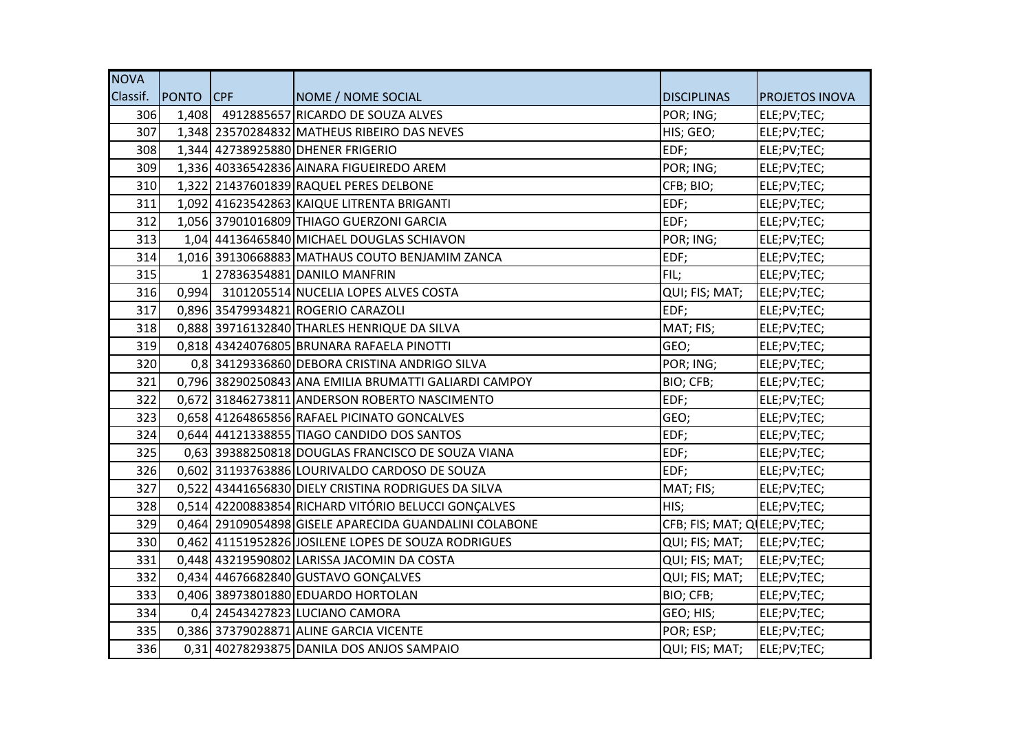| NOVA Classif. | PONTO | CPF | NOME / NOME SOCIAL | DISCIPLINAS | PROJETOS INOVA |
|---|---|---|---|---|---|
| 306 | 1,408 | 4912885657 | RICARDO DE SOUZA ALVES | POR; ING; | ELE;PV;TEC; |
| 307 | 1,348 | 23570284832 | MATHEUS RIBEIRO DAS NEVES | HIS; GEO; | ELE;PV;TEC; |
| 308 | 1,344 | 42738925880 | DHENER FRIGERIO | EDF; | ELE;PV;TEC; |
| 309 | 1,336 | 40336542836 | AINARA FIGUEIREDO AREM | POR; ING; | ELE;PV;TEC; |
| 310 | 1,322 | 21437601839 | RAQUEL PERES DELBONE | CFB; BIO; | ELE;PV;TEC; |
| 311 | 1,092 | 41623542863 | KAIQUE LITRENTA BRIGANTI | EDF; | ELE;PV;TEC; |
| 312 | 1,056 | 37901016809 | THIAGO GUERZONI GARCIA | EDF; | ELE;PV;TEC; |
| 313 | 1,04 | 44136465840 | MICHAEL DOUGLAS SCHIAVON | POR; ING; | ELE;PV;TEC; |
| 314 | 1,016 | 39130668883 | MATHAUS COUTO BENJAMIM ZANCA | EDF; | ELE;PV;TEC; |
| 315 | 1 | 27836354881 | DANILO MANFRIN | FIL; | ELE;PV;TEC; |
| 316 | 0,994 | 3101205514 | NUCELIA LOPES ALVES COSTA | QUI; FIS; MAT; | ELE;PV;TEC; |
| 317 | 0,896 | 35479934821 | ROGERIO CARAZOLI | EDF; | ELE;PV;TEC; |
| 318 | 0,888 | 39716132840 | THARLES HENRIQUE DA SILVA | MAT; FIS; | ELE;PV;TEC; |
| 319 | 0,818 | 43424076805 | BRUNARA RAFAELA PINOTTI | GEO; | ELE;PV;TEC; |
| 320 | 0,8 | 34129336860 | DEBORA CRISTINA ANDRIGO SILVA | POR; ING; | ELE;PV;TEC; |
| 321 | 0,796 | 38290250843 | ANA EMILIA BRUMATTI GALIARDI CAMPOY | BIO; CFB; | ELE;PV;TEC; |
| 322 | 0,672 | 31846273811 | ANDERSON ROBERTO NASCIMENTO | EDF; | ELE;PV;TEC; |
| 323 | 0,658 | 41264865856 | RAFAEL PICINATO GONCALVES | GEO; | ELE;PV;TEC; |
| 324 | 0,644 | 44121338855 | TIAGO CANDIDO DOS SANTOS | EDF; | ELE;PV;TEC; |
| 325 | 0,63 | 39388250818 | DOUGLAS FRANCISCO DE SOUZA VIANA | EDF; | ELE;PV;TEC; |
| 326 | 0,602 | 31193763886 | LOURIVALDO CARDOSO DE SOUZA | EDF; | ELE;PV;TEC; |
| 327 | 0,522 | 43441656830 | DIELY CRISTINA RODRIGUES DA SILVA | MAT; FIS; | ELE;PV;TEC; |
| 328 | 0,514 | 42200883854 | RICHARD VITÓRIO BELUCCI GONÇALVES | HIS; | ELE;PV;TEC; |
| 329 | 0,464 | 29109054898 | GISELE APARECIDA GUANDALINI COLABONE | CFB; FIS; MAT; Q | ELE;PV;TEC; |
| 330 | 0,462 | 41151952826 | JOSILENE LOPES DE SOUZA RODRIGUES | QUI; FIS; MAT; | ELE;PV;TEC; |
| 331 | 0,448 | 43219590802 | LARISSA JACOMIN DA COSTA | QUI; FIS; MAT; | ELE;PV;TEC; |
| 332 | 0,434 | 44676682840 | GUSTAVO GONÇALVES | QUI; FIS; MAT; | ELE;PV;TEC; |
| 333 | 0,406 | 38973801880 | EDUARDO HORTOLAN | BIO; CFB; | ELE;PV;TEC; |
| 334 | 0,4 | 24543427823 | LUCIANO CAMORA | GEO; HIS; | ELE;PV;TEC; |
| 335 | 0,386 | 37379028871 | ALINE GARCIA VICENTE | POR; ESP; | ELE;PV;TEC; |
| 336 | 0,31 | 40278293875 | DANILA DOS ANJOS SAMPAIO | QUI; FIS; MAT; | ELE;PV;TEC; |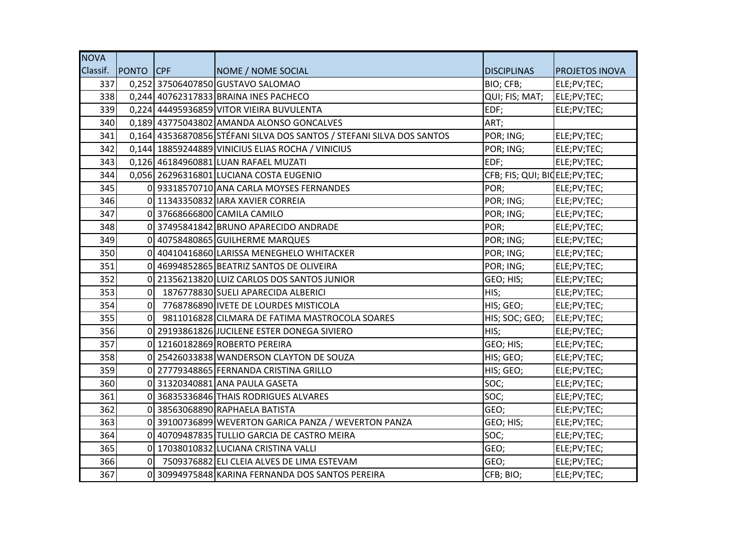| NOVA Classif. | PONTO | CPF | NOME / NOME SOCIAL | DISCIPLINAS | PROJETOS INOVA |
|---|---|---|---|---|---|
| 337 | 0,252 | 37506407850 | GUSTAVO SALOMAO | BIO; CFB; | ELE;PV;TEC; |
| 338 | 0,244 | 40762317833 | BRAINA INES PACHECO | QUI; FIS; MAT; | ELE;PV;TEC; |
| 339 | 0,224 | 44495936859 | VITOR VIEIRA BUVULENTA | EDF; | ELE;PV;TEC; |
| 340 | 0,189 | 43775043802 | AMANDA ALONSO GONCALVES | ART; | |
| 341 | 0,164 | 43536870856 | STÉFANI SILVA DOS SANTOS / STEFANI SILVA DOS SANTOS | POR; ING; | ELE;PV;TEC; |
| 342 | 0,144 | 18859244889 | VINICIUS ELIAS ROCHA / VINICIUS | POR; ING; | ELE;PV;TEC; |
| 343 | 0,126 | 46184960881 | LUAN RAFAEL MUZATI | EDF; | ELE;PV;TEC; |
| 344 | 0,056 | 26296316801 | LUCIANA COSTA EUGENIO | CFB; FIS; QUI; BIO | ELE;PV;TEC; |
| 345 | 0 | 93318570710 | ANA CARLA MOYSES FERNANDES | POR; | ELE;PV;TEC; |
| 346 | 0 | 11343350832 | IARA XAVIER CORREIA | POR; ING; | ELE;PV;TEC; |
| 347 | 0 | 37668666800 | CAMILA CAMILO | POR; ING; | ELE;PV;TEC; |
| 348 | 0 | 37495841842 | BRUNO APARECIDO ANDRADE | POR; | ELE;PV;TEC; |
| 349 | 0 | 40758480865 | GUILHERME MARQUES | POR; ING; | ELE;PV;TEC; |
| 350 | 0 | 40410416860 | LARISSA MENEGHELO WHITACKER | POR; ING; | ELE;PV;TEC; |
| 351 | 0 | 46994852865 | BEATRIZ SANTOS DE OLIVEIRA | POR; ING; | ELE;PV;TEC; |
| 352 | 0 | 21356213820 | LUIZ CARLOS DOS SANTOS JUNIOR | GEO; HIS; | ELE;PV;TEC; |
| 353 | 0 | 1876778830 | SUELI APARECIDA ALBERICI | HIS; | ELE;PV;TEC; |
| 354 | 0 | 7768786890 | IVETE DE LOURDES MISTICOLA | HIS; GEO; | ELE;PV;TEC; |
| 355 | 0 | 9811016828 | CILMARA DE FATIMA MASTROCOLA SOARES | HIS; SOC; GEO; | ELE;PV;TEC; |
| 356 | 0 | 29193861826 | JUCILENE ESTER DONEGA SIVIERO | HIS; | ELE;PV;TEC; |
| 357 | 0 | 12160182869 | ROBERTO PEREIRA | GEO; HIS; | ELE;PV;TEC; |
| 358 | 0 | 25426033838 | WANDERSON CLAYTON DE SOUZA | HIS; GEO; | ELE;PV;TEC; |
| 359 | 0 | 27779348865 | FERNANDA CRISTINA GRILLO | HIS; GEO; | ELE;PV;TEC; |
| 360 | 0 | 31320340881 | ANA PAULA GASETA | SOC; | ELE;PV;TEC; |
| 361 | 0 | 36835336846 | THAIS RODRIGUES ALVARES | SOC; | ELE;PV;TEC; |
| 362 | 0 | 38563068890 | RAPHAELA BATISTA | GEO; | ELE;PV;TEC; |
| 363 | 0 | 39100736899 | WEVERTON GARICA PANZA / WEVERTON PANZA | GEO; HIS; | ELE;PV;TEC; |
| 364 | 0 | 40709487835 | TULLIO GARCIA DE CASTRO MEIRA | SOC; | ELE;PV;TEC; |
| 365 | 0 | 17038010832 | LUCIANA CRISTINA VALLI | GEO; | ELE;PV;TEC; |
| 366 | 0 | 7509376882 | ELI CLEIA ALVES DE LIMA ESTEVAM | GEO; | ELE;PV;TEC; |
| 367 | 0 | 30994975848 | KARINA FERNANDA DOS SANTOS PEREIRA | CFB; BIO; | ELE;PV;TEC; |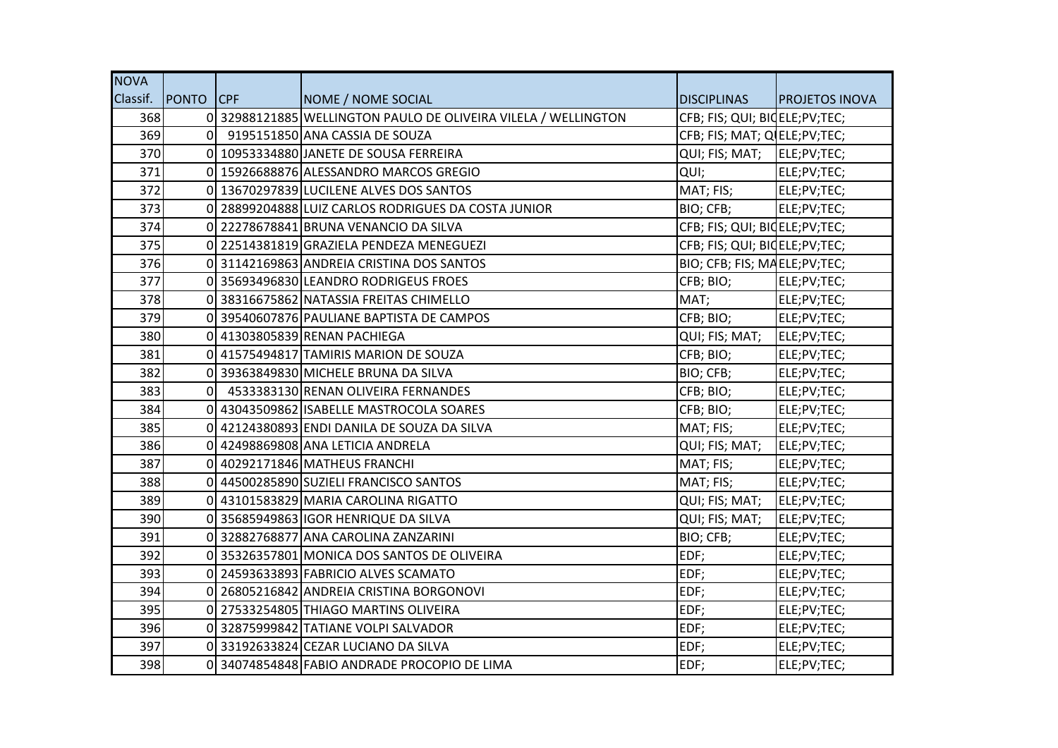| NOVA Classif. | PONTO | CPF | NOME / NOME SOCIAL | DISCIPLINAS | PROJETOS INOVA |
|---|---|---|---|---|---|
| 368 | 0 | 32988121885 | WELLINGTON PAULO DE OLIVEIRA VILELA / WELLINGTON | CFB; FIS; QUI; BIO | ELE;PV;TEC; |
| 369 | 0 | 9195151850 | ANA CASSIA DE SOUZA | CFB; FIS; MAT; QU | ELE;PV;TEC; |
| 370 | 0 | 10953334880 | JANETE DE SOUSA FERREIRA | QUI; FIS; MAT; | ELE;PV;TEC; |
| 371 | 0 | 15926688876 | ALESSANDRO MARCOS GREGIO | QUI; | ELE;PV;TEC; |
| 372 | 0 | 13670297839 | LUCILENE ALVES DOS SANTOS | MAT; FIS; | ELE;PV;TEC; |
| 373 | 0 | 28899204888 | LUIZ CARLOS RODRIGUES DA COSTA JUNIOR | BIO; CFB; | ELE;PV;TEC; |
| 374 | 0 | 22278678841 | BRUNA VENANCIO DA SILVA | CFB; FIS; QUI; BIO | ELE;PV;TEC; |
| 375 | 0 | 22514381819 | GRAZIELA PENDEZA MENEGUEZI | CFB; FIS; QUI; BIO | ELE;PV;TEC; |
| 376 | 0 | 31142169863 | ANDREIA CRISTINA DOS SANTOS | BIO; CFB; FIS; MA | ELE;PV;TEC; |
| 377 | 0 | 35693496830 | LEANDRO RODRIGEUS FROES | CFB; BIO; | ELE;PV;TEC; |
| 378 | 0 | 38316675862 | NATASSIA FREITAS CHIMELLO | MAT; | ELE;PV;TEC; |
| 379 | 0 | 39540607876 | PAULIANE BAPTISTA DE CAMPOS | CFB; BIO; | ELE;PV;TEC; |
| 380 | 0 | 41303805839 | RENAN PACHIEGA | QUI; FIS; MAT; | ELE;PV;TEC; |
| 381 | 0 | 41575494817 | TAMIRIS MARION DE SOUZA | CFB; BIO; | ELE;PV;TEC; |
| 382 | 0 | 39363849830 | MICHELE BRUNA DA SILVA | BIO; CFB; | ELE;PV;TEC; |
| 383 | 0 | 4533383130 | RENAN OLIVEIRA FERNANDES | CFB; BIO; | ELE;PV;TEC; |
| 384 | 0 | 43043509862 | ISABELLE MASTROCOLA SOARES | CFB; BIO; | ELE;PV;TEC; |
| 385 | 0 | 42124380893 | ENDI DANILA DE SOUZA DA SILVA | MAT; FIS; | ELE;PV;TEC; |
| 386 | 0 | 42498869808 | ANA LETICIA ANDRELA | QUI; FIS; MAT; | ELE;PV;TEC; |
| 387 | 0 | 40292171846 | MATHEUS FRANCHI | MAT; FIS; | ELE;PV;TEC; |
| 388 | 0 | 44500285890 | SUZIELI FRANCISCO SANTOS | MAT; FIS; | ELE;PV;TEC; |
| 389 | 0 | 43101583829 | MARIA CAROLINA RIGATTO | QUI; FIS; MAT; | ELE;PV;TEC; |
| 390 | 0 | 35685949863 | IGOR HENRIQUE DA SILVA | QUI; FIS; MAT; | ELE;PV;TEC; |
| 391 | 0 | 32882768877 | ANA CAROLINA ZANZARINI | BIO; CFB; | ELE;PV;TEC; |
| 392 | 0 | 35326357801 | MONICA DOS SANTOS DE OLIVEIRA | EDF; | ELE;PV;TEC; |
| 393 | 0 | 24593633893 | FABRICIO ALVES SCAMATO | EDF; | ELE;PV;TEC; |
| 394 | 0 | 26805216842 | ANDREIA CRISTINA BORGONOVI | EDF; | ELE;PV;TEC; |
| 395 | 0 | 27533254805 | THIAGO MARTINS OLIVEIRA | EDF; | ELE;PV;TEC; |
| 396 | 0 | 32875999842 | TATIANE VOLPI SALVADOR | EDF; | ELE;PV;TEC; |
| 397 | 0 | 33192633824 | CEZAR LUCIANO DA SILVA | EDF; | ELE;PV;TEC; |
| 398 | 0 | 34074854848 | FABIO ANDRADE PROCOPIO DE LIMA | EDF; | ELE;PV;TEC; |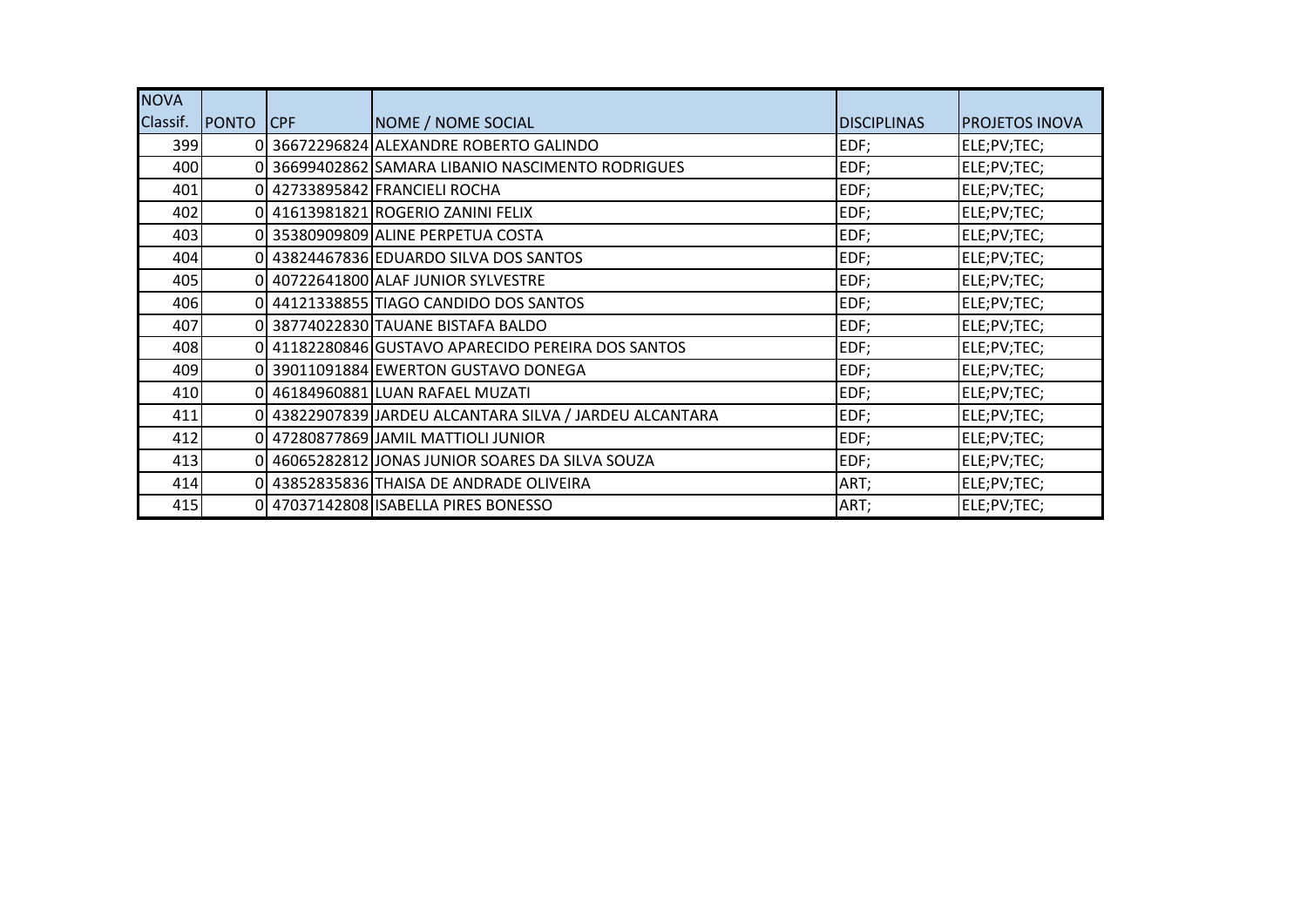| NOVA Classif. | PONTO | CPF | NOME / NOME SOCIAL | DISCIPLINAS | PROJETOS INOVA |
|---|---|---|---|---|---|
| 399 | 0 | 36672296824 | ALEXANDRE ROBERTO GALINDO | EDF; | ELE;PV;TEC; |
| 400 | 0 | 36699402862 | SAMARA LIBANIO NASCIMENTO RODRIGUES | EDF; | ELE;PV;TEC; |
| 401 | 0 | 42733895842 | FRANCIELI ROCHA | EDF; | ELE;PV;TEC; |
| 402 | 0 | 41613981821 | ROGERIO ZANINI FELIX | EDF; | ELE;PV;TEC; |
| 403 | 0 | 35380909809 | ALINE PERPETUA COSTA | EDF; | ELE;PV;TEC; |
| 404 | 0 | 43824467836 | EDUARDO SILVA DOS SANTOS | EDF; | ELE;PV;TEC; |
| 405 | 0 | 40722641800 | ALAF JUNIOR SYLVESTRE | EDF; | ELE;PV;TEC; |
| 406 | 0 | 44121338855 | TIAGO CANDIDO DOS SANTOS | EDF; | ELE;PV;TEC; |
| 407 | 0 | 38774022830 | TAUANE BISTAFA BALDO | EDF; | ELE;PV;TEC; |
| 408 | 0 | 41182280846 | GUSTAVO APARECIDO PEREIRA DOS SANTOS | EDF; | ELE;PV;TEC; |
| 409 | 0 | 39011091884 | EWERTON GUSTAVO DONEGA | EDF; | ELE;PV;TEC; |
| 410 | 0 | 46184960881 | LUAN RAFAEL MUZATI | EDF; | ELE;PV;TEC; |
| 411 | 0 | 43822907839 | JARDEU ALCANTARA SILVA / JARDEU ALCANTARA | EDF; | ELE;PV;TEC; |
| 412 | 0 | 47280877869 | JAMIL MATTIOLI JUNIOR | EDF; | ELE;PV;TEC; |
| 413 | 0 | 46065282812 | JONAS JUNIOR SOARES DA SILVA SOUZA | EDF; | ELE;PV;TEC; |
| 414 | 0 | 43852835836 | THAISA DE ANDRADE OLIVEIRA | ART; | ELE;PV;TEC; |
| 415 | 0 | 47037142808 | ISABELLA PIRES BONESSO | ART; | ELE;PV;TEC; |